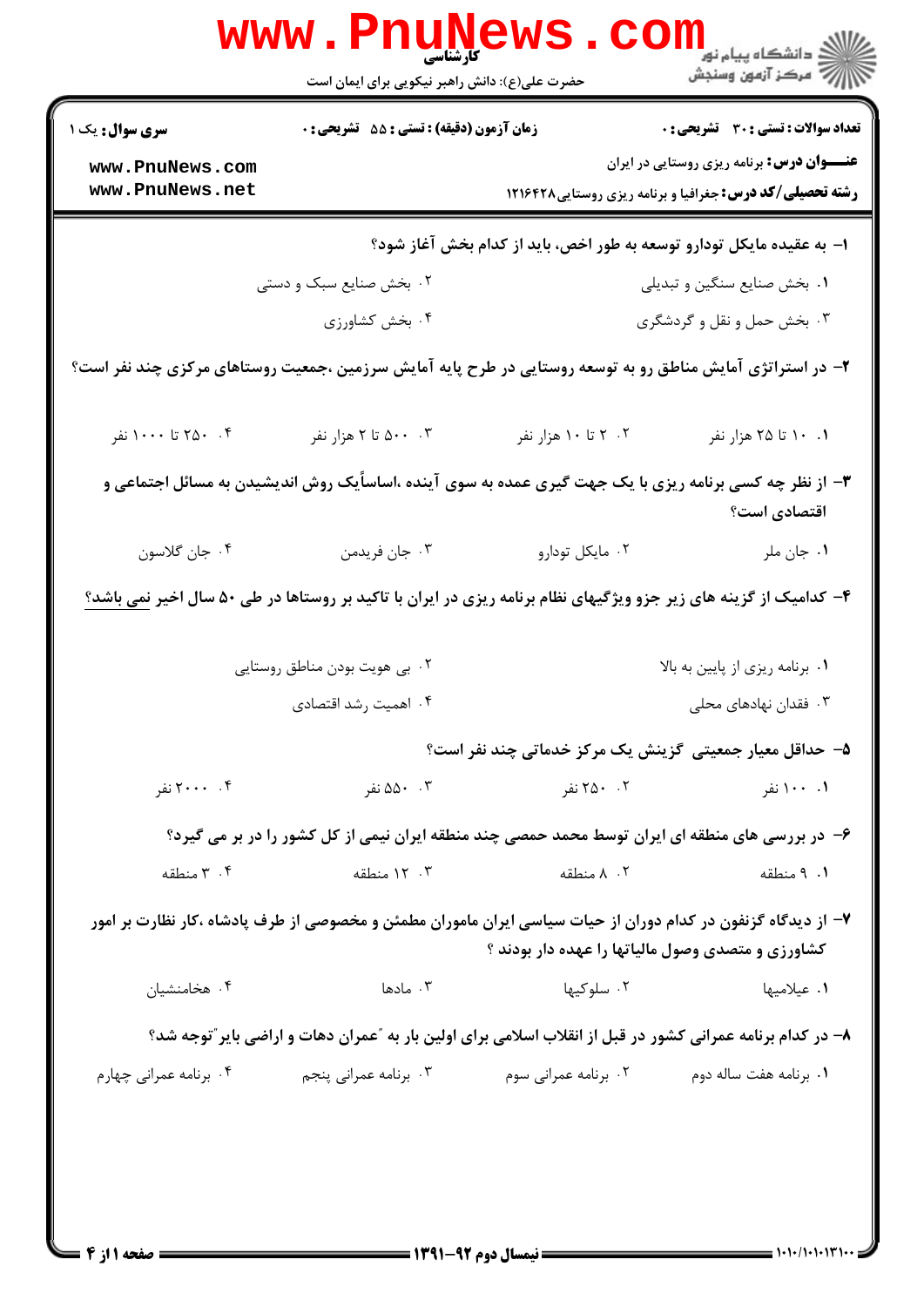کارشناسی

حضرت علی(ع): دانش راهبر نیکویی برای ایمان است

**سری سوال:** یک ۱

**زمان آزمون (دقیقه) : تستی : ۵۵ تشریحی : ۰**

**تعداد سوالات : تستی : ۳۰ تشریحی : ۰**

**عنـــوان درس:** برنامه ریزی روستایی در ایران

**رشته تحصیلی/کد درس:** جغرافیا و برنامه ریزی روستایی ۱۲۱۶۴۲۸

۱- به عقیده مایکل تودارو توسعه به طور اخص، باید از کدام بخش آغاز شود؟

۱. بخش صنایع سنگین و تبدیلی
۲. بخش صنایع سبک و دستی
۳. بخش حمل و نقل و گردشگری
۴. بخش کشاورزی

۲- در استراتژی آمایش مناطق رو به توسعه روستایی در طرح پایه آمایش سرزمین ،جمعیت روستاهای مرکزی چند نفر است؟

۱. ۱۰ تا ۲۵ هزار نفر
۲. ۲ تا ۱۰ هزار نفر
۳. ۵۰۰ تا ۲ هزار نفر
۴. ۲۵۰ تا ۱۰۰۰ نفر

۳- از نظر چه کسی برنامه ریزی با یک جهت گیری عمده به سوی آینده ،اساساً یک روش اندیشیدن به مسائل اجتماعی و اقتصادی است؟

۱. جان ملر
۲. مایکل تودارو
۳. جان فریدمن
۴. جان گلاسون

۴- کدامیک از گزینه های زیر جزو ویژگیهای نظام برنامه ریزی در ایران با تاکید بر روستاها در طی ۵۰ سال اخیر <u>نمی باشد</u>؟

۱. برنامه ریزی از پایین به بالا
۲. بی هویت بودن مناطق روستایی
۳. فقدان نهادهای محلی
۴. اهمیت رشد اقتصادی

۵- حداقل معیار جمعیتی گزینش یک مرکز خدماتی چند نفر است؟

۱. ۱۰۰ نفر
۲. ۲۵۰ نفر
۳. ۵۵۰ نفر
۴. ۲۰۰۰ نفر

۶- در بررسی های منطقه ای ایران توسط محمد حمصی چند منطقه ایران نیمی از کل کشور را در بر می گیرد؟

۱. ۹ منطقه
۲. ۸ منطقه
۳. ۱۲ منطقه
۴. ۳ منطقه

۷- از دیدگاه گزنفون در کدام دوران از حیات سیاسی ایران ماموران مطمئن و مخصوصی از طرف پادشاه ،کار نظارت بر امور کشاورزی و متصدی وصول مالیاتها را عهده دار بودند ؟

۱. عیلامیها
۲. سلوکیها
۳. مادها
۴. هخامنشیان

۸- در کدام برنامه عمرانی کشور در قبل از انقلاب اسلامی برای اولین بار به "عمران دهات و اراضی بایر"توجه شد؟

۱. برنامه هفت ساله دوم
۲. برنامه عمرانی سوم
۳. برنامه عمرانی پنجم
۴. برنامه عمرانی چهارم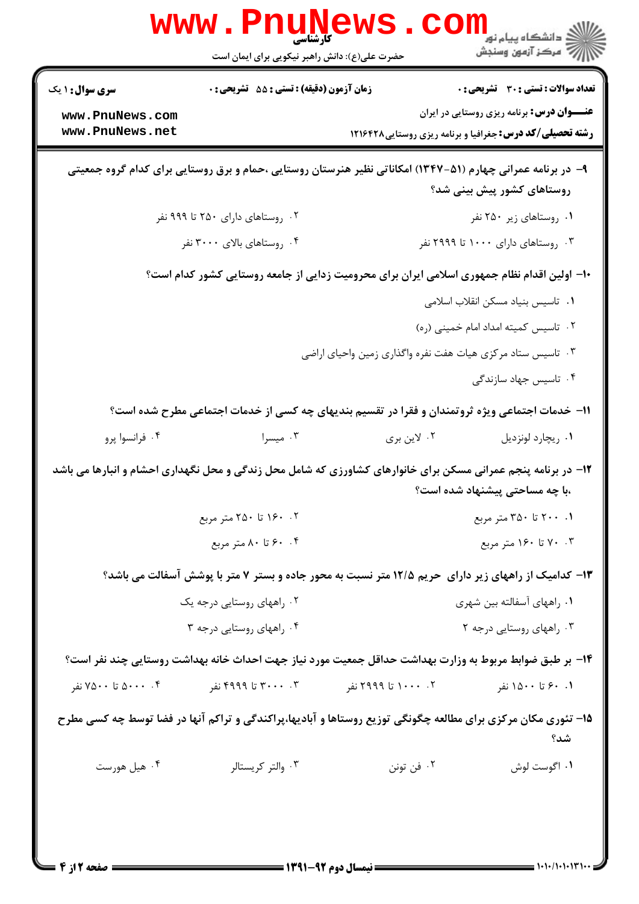۹- در برنامه عمرانی چهارم (۵۱-۱۳۴۷) امکاناتی نظیر هنرستان روستایی ،حمام و برق روستایی برای کدام گروه جمعیتی روستاهای کشور پیش بینی شد؟

۱. روستاهای زیر ۲۵۰ نفر
۲. روستاهای دارای ۲۵۰ تا ۹۹۹ نفر
۳. روستاهای دارای ۱۰۰۰ تا ۲۹۹۹ نفر
۴. روستاهای بالای ۳۰۰۰ نفر

۱۰- اولین اقدام نظام جمهوری اسلامی ایران برای محرومیت زدایی از جامعه روستایی کشور کدام است؟

۱. تاسیس بنیاد مسکن انقلاب اسلامی
۲. تاسیس کمیته امداد امام خمینی (ره)
۳. تاسیس ستاد مرکزی هیات هفت نفره واگذاری زمین واحیای اراضی
۴. تاسیس جهاد سازندگی

۱۱- خدمات اجتماعی ویژه ثروتمندان و فقرا در تقسیم بندیهای چه کسی از خدمات اجتماعی مطرح شده است؟

۱. ریچارد لونزدیل
۲. لاین بری
۳. میسرا
۴. فرانسوا پرو

۱۲- در برنامه پنجم عمرانی مسکن برای خانوارهای کشاورزی که شامل محل زندگی و محل نگهداری احشام و انبارها می باشد ،با چه مساحتی پیشنهاد شده است؟

۱. ۲۰۰ تا ۳۵۰ متر مربع
۲. ۱۶۰ تا ۲۵۰ متر مربع
۳. ۷۰ تا ۱۶۰ متر مربع
۴. ۶۰ تا ۸۰ متر مربع

۱۳- کدامیک از راههای زیر دارای حریم ۱۲/۵ متر نسبت به محور جاده و بستر ۷ متر با پوشش آسفالت می باشد؟

۱. راههای آسفالته بین شهری
۲. راههای روستایی درجه یک
۳. راههای روستایی درجه ۲
۴. راههای روستایی درجه ۳

۱۴- بر طبق ضوابط مربوط به وزارت بهداشت حداقل جمعیت مورد نیاز جهت احداث خانه بهداشت روستایی چند نفر است؟

۱. ۶۰ تا ۱۵۰۰ نفر
۲. ۱۰۰۰ تا ۲۹۹۹ نفر
۳. ۳۰۰۰ تا ۴۹۹۹ نفر
۴. ۵۰۰۰ تا ۷۵۰۰ نفر

۱۵- تئوری مکان مرکزی برای مطالعه چگونگی توزیع روستاها و آبادیها،پراکندگی و تراکم آنها در فضا توسط چه کسی مطرح شد؟

۱. اگوست لوش
۲. فن تونن
۳. والتر کریستالر
۴. هیل هورست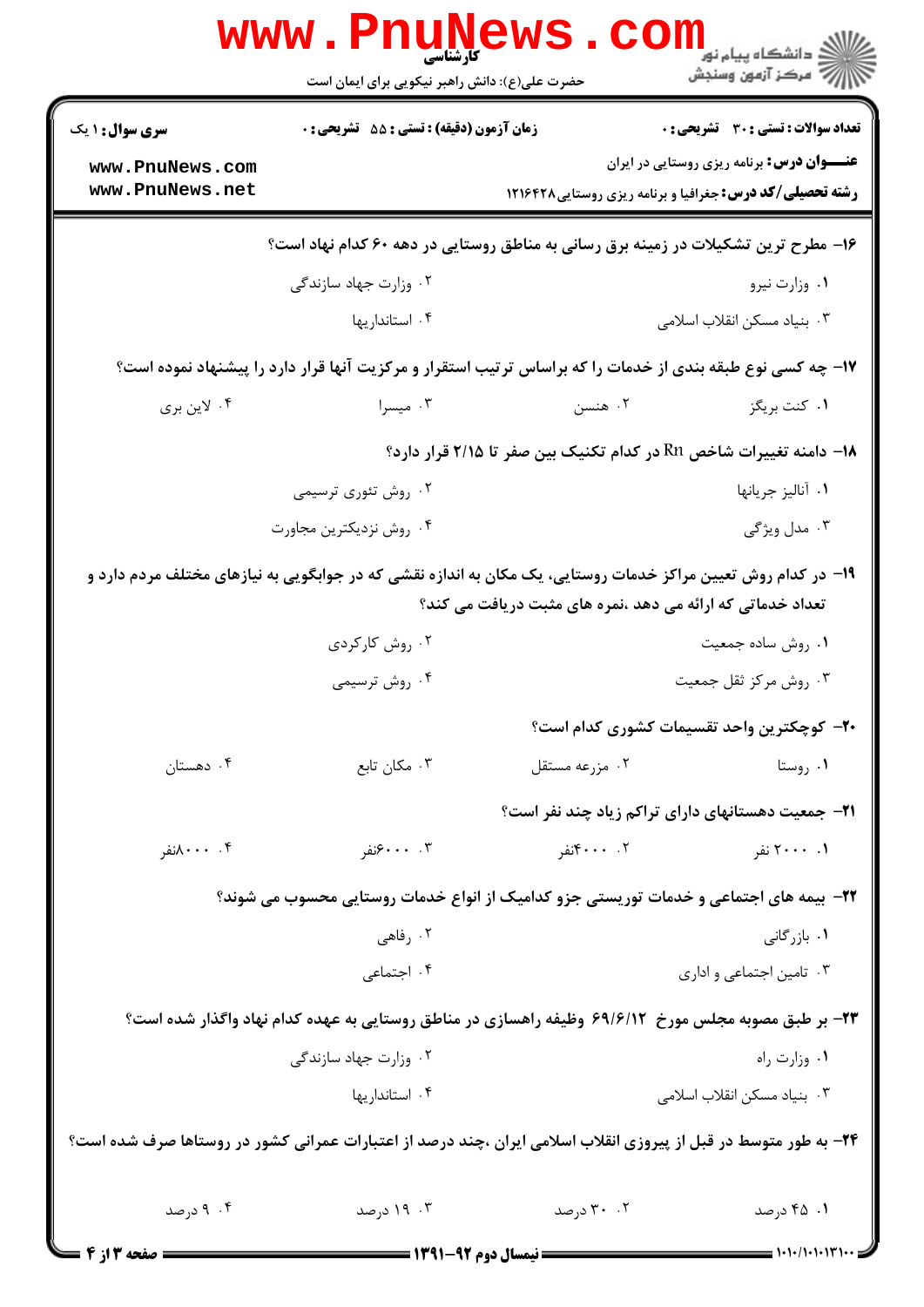**سری سوال:** ۱ یک | **زمان آزمون (دقیقه) : تستی :** ۵۵ **تشریحی :** ۰ | **تعداد سوالات : تستی :** ۳۰ **تشریحی :** ۰

**عنـــوان درس:** برنامه ریزی روستایی در ایران

**رشته تحصیلی/کد درس:** جغرافیا و برنامه ریزی روستایی ۱۲۱۶۴۲۸

۱۶– مطرح ترین تشکیلات در زمینه برق رسانی به مناطق روستایی در دهه ۶۰ کدام نهاد است؟

۱. وزارت نیرو
۲. وزارت جهاد سازندگی
۳. بنیاد مسکن انقلاب اسلامی
۴. استانداریها

۱۷– چه کسی نوع طبقه بندی از خدمات را که براساس ترتیب استقرار و مرکزیت آنها قرار دارد را پیشنهاد نموده است؟

۱. کنت بریگز
۲. هنسن
۳. میسرا
۴. لاین بری

۱۸– دامنه تغییرات شاخص Rn در کدام تکنیک بین صفر تا ۲/۱۵ قرار دارد؟

۱. آنالیز جریانها
۲. روش تئوری ترسیمی
۳. مدل ویژگی
۴. روش نزدیکترین مجاورت

۱۹– در کدام روش تعیین مراکز خدمات روستایی، یک مکان به اندازه نقشی که در جوابگویی به نیازهای مختلف مردم دارد و تعداد خدماتی که ارائه می دهد ،نمره های مثبت دریافت می کند؟

۱. روش ساده جمعیت
۲. روش کارکردی
۳. روش مرکز ثقل جمعیت
۴. روش ترسیمی

۲۰– کوچکترین واحد تقسیمات کشوری کدام است؟

۱. روستا
۲. مزرعه مستقل
۳. مکان تابع
۴. دهستان

۲۱– جمعیت دهستانهای دارای تراکم زیاد چند نفر است؟

۱. ۲۰۰۰ نفر
۲. ۴۰۰۰نفر
۳. ۶۰۰۰نفر
۴. ۸۰۰۰نفر

۲۲– بیمه های اجتماعی و خدمات توریستی جزو کدامیک از انواع خدمات روستایی محسوب می شوند؟

۱. بازرگانی
۲. رفاهی
۳. تامین اجتماعی و اداری
۴. اجتماعی

۲۳– بر طبق مصوبه مجلس مورخ ۶۹/۶/۱۲ وظیفه راهسازی در مناطق روستایی به عهده کدام نهاد واگذار شده است؟

۱. وزارت راه
۲. وزارت جهاد سازندگی
۳. بنیاد مسکن انقلاب اسلامی
۴. استانداریها

۲۴– به طور متوسط در قبل از پیروزی انقلاب اسلامی ایران ،چند درصد از اعتبارات عمرانی کشور در روستاها صرف شده است؟

۱. ۴۵ درصد
۲. ۳۰ درصد
۳. ۱۹ درصد
۴. ۹ درصد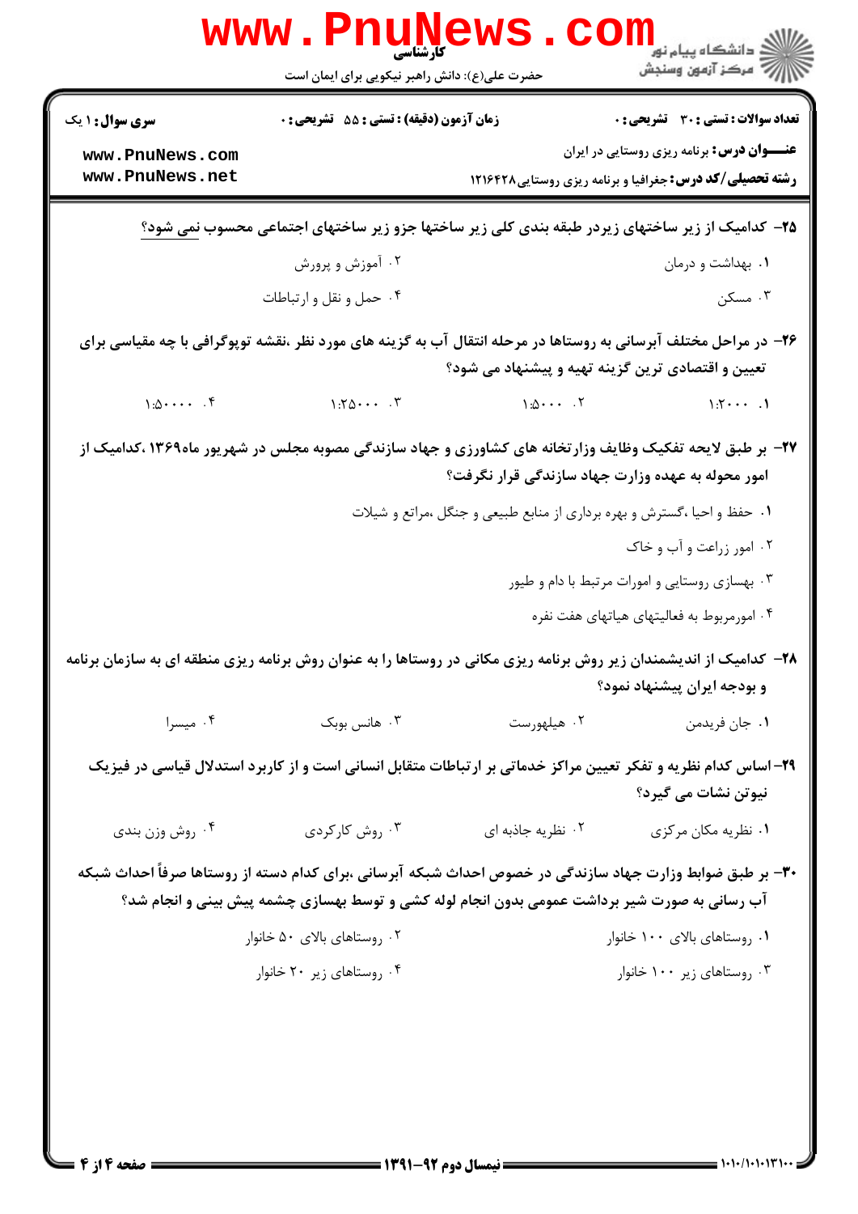۲۵- کدامیک از زیر ساختهای زیردر طبقه بندی کلی زیر ساختها جزو زیر ساختهای اجتماعی محسوب نمی شود؟

۱. بهداشت و درمان
۲. آموزش و پرورش
۳. مسکن
۴. حمل و نقل و ارتباطات

۲۶- در مراحل مختلف آبرسانی به روستاها در مرحله انتقال آب به گزینه های مورد نظر ،نقشه توپوگرافی با چه مقیاسی برای تعیین و اقتصادی ترین گزینه تهیه و پیشنهاد می شود؟

۱. ۱:۲۰۰۰
۲. ۱:۵۰۰۰
۳. ۱:۲۵۰۰۰
۴. ۱:۵۰۰۰۰

۲۷- بر طبق لایحه تفکیک وظایف وزارتخانه های کشاورزی و جهاد سازندگی مصوبه مجلس در شهریور ماه۱۳۶۹ ،کدامیک از امور محوله به عهده وزارت جهاد سازندگی قرار نگرفت؟

۱. حفظ و احیا ،گسترش و بهره برداری از منابع طبیعی و جنگل ،مراتع و شیلات
۲. امور زراعت و آب و خاک
۳. بهسازی روستایی و امورات مرتبط با دام و طیور
۴. امورمربوط به فعالیتهای هیاتهای هفت نفره

۲۸- کدامیک از اندیشمندان زیر روش برنامه ریزی مکانی در روستاها را به عنوان روش برنامه ریزی منطقه ای به سازمان برنامه و بودجه ایران پیشنهاد نمود؟

۱. جان فریدمن
۲. هیلهورست
۳. هانس بوبک
۴. میسرا

۲۹- اساس کدام نظریه و تفکر تعیین مراکز خدماتی بر ارتباطات متقابل انسانی است و از کاربرد استدلال قیاسی در فیزیک نیوتن نشات می گیرد؟

۱. نظریه مکان مرکزی
۲. نظریه جاذبه ای
۳. روش کارکردی
۴. روش وزن بندی

۳۰- بر طبق ضوابط وزارت جهاد سازندگی در خصوص احداث شبکه آبرسانی ،برای کدام دسته از روستاها صرفاً احداث شبکه آب رسانی به صورت شیر برداشت عمومی بدون انجام لوله کشی و توسط بهسازی چشمه پیش بینی و انجام شد؟

۱. روستاهای بالای ۱۰۰ خانوار
۲. روستاهای بالای ۵۰ خانوار
۳. روستاهای زیر ۱۰۰ خانوار
۴. روستاهای زیر ۲۰ خانوار